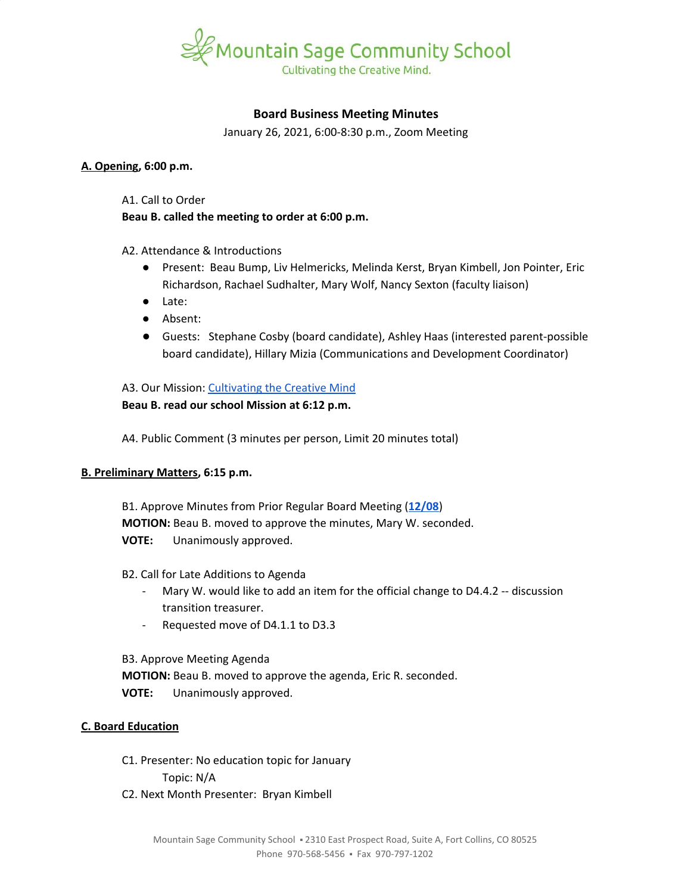Mountain Sage Community School
Cultivating the Creative Mind.

# Board Business Meeting Minutes

January 26, 2021, 6:00-8:30 p.m., Zoom Meeting

## A. Opening, 6:00 p.m.

A1. Call to Order
**Beau B. called the meeting to order at 6:00 p.m.**

A2. Attendance & Introductions

- Present: Beau Bump, Liv Helmericks, Melinda Kerst, Bryan Kimbell, Jon Pointer, Eric Richardson, Rachael Sudhalter, Mary Wolf, Nancy Sexton (faculty liaison)
- Late:
- Absent:
- Guests: Stephane Cosby (board candidate), Ashley Haas (interested parent-possible board candidate), Hillary Mizia (Communications and Development Coordinator)

A3. Our Mission: Cultivating the Creative Mind
**Beau B. read our school Mission at 6:12 p.m.**

A4. Public Comment (3 minutes per person, Limit 20 minutes total)

## B. Preliminary Matters, 6:15 p.m.

B1. Approve Minutes from Prior Regular Board Meeting (**12/08**)
**MOTION:** Beau B. moved to approve the minutes, Mary W. seconded.
**VOTE:** Unanimously approved.

B2. Call for Late Additions to Agenda

- Mary W. would like to add an item for the official change to D4.4.2 -- discussion transition treasurer.
- Requested move of D4.1.1 to D3.3

B3. Approve Meeting Agenda
**MOTION:** Beau B. moved to approve the agenda, Eric R. seconded.
**VOTE:** Unanimously approved.

## C. Board Education

C1. Presenter: No education topic for January
Topic: N/A
C2. Next Month Presenter: Bryan Kimbell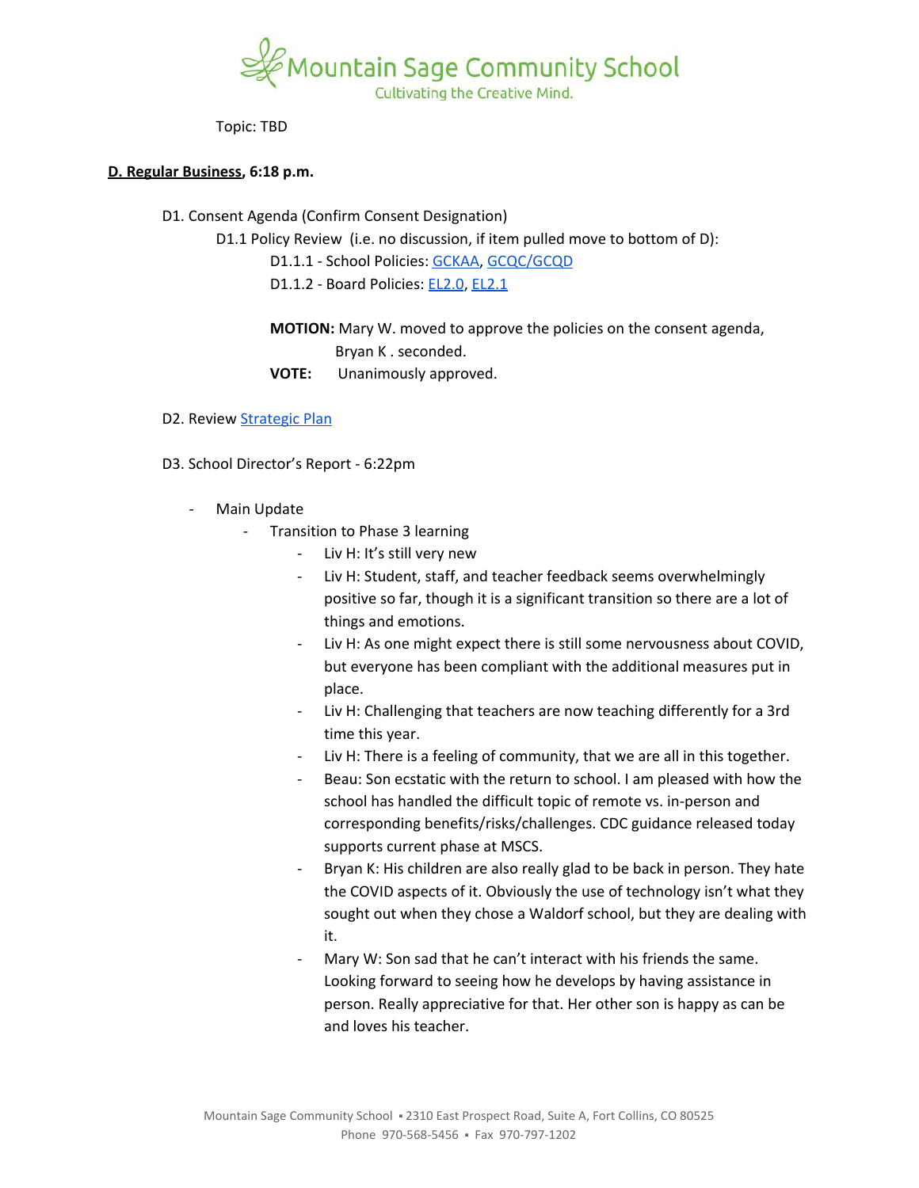Topic: TBD

**D. Regular Business, 6:18 p.m.**

D1. Consent Agenda (Confirm Consent Designation)

D1.1 Policy Review (i.e. no discussion, if item pulled move to bottom of D):

D1.1.1 - School Policies: GCKAA, GCQC/GCQD

D1.1.2 - Board Policies: EL2.0, EL2.1

**MOTION:** Mary W. moved to approve the policies on the consent agenda, Bryan K . seconded.

**VOTE:** Unanimously approved.

D2. Review Strategic Plan

D3. School Director's Report - 6:22pm

- Main Update
  - Transition to Phase 3 learning
    - Liv H: It's still very new
    - Liv H: Student, staff, and teacher feedback seems overwhelmingly positive so far, though it is a significant transition so there are a lot of things and emotions.
    - Liv H: As one might expect there is still some nervousness about COVID, but everyone has been compliant with the additional measures put in place.
    - Liv H: Challenging that teachers are now teaching differently for a 3rd time this year.
    - Liv H: There is a feeling of community, that we are all in this together.
    - Beau: Son ecstatic with the return to school. I am pleased with how the school has handled the difficult topic of remote vs. in-person and corresponding benefits/risks/challenges. CDC guidance released today supports current phase at MSCS.
    - Bryan K: His children are also really glad to be back in person. They hate the COVID aspects of it. Obviously the use of technology isn't what they sought out when they chose a Waldorf school, but they are dealing with it.
    - Mary W: Son sad that he can't interact with his friends the same. Looking forward to seeing how he develops by having assistance in person. Really appreciative for that. Her other son is happy as can be and loves his teacher.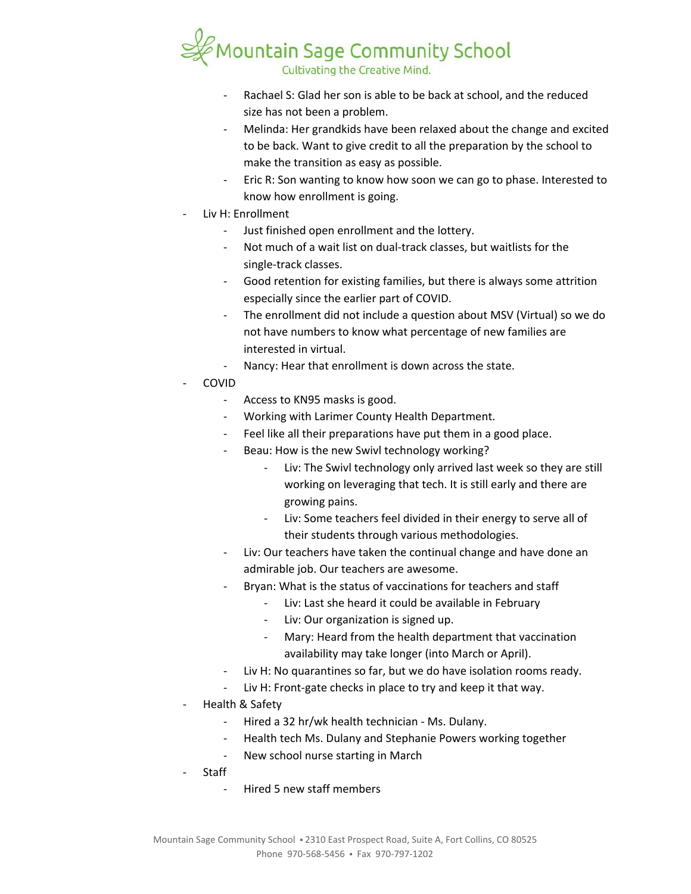- Rachael S: Glad her son is able to be back at school, and the reduced size has not been a problem.
  - Melinda: Her grandkids have been relaxed about the change and excited to be back. Want to give credit to all the preparation by the school to make the transition as easy as possible.
  - Eric R: Son wanting to know how soon we can go to phase. Interested to know how enrollment is going.
- Liv H: Enrollment
  - Just finished open enrollment and the lottery.
  - Not much of a wait list on dual-track classes, but waitlists for the single-track classes.
  - Good retention for existing families, but there is always some attrition especially since the earlier part of COVID.
  - The enrollment did not include a question about MSV (Virtual) so we do not have numbers to know what percentage of new families are interested in virtual.
  - Nancy: Hear that enrollment is down across the state.
- COVID
  - Access to KN95 masks is good.
  - Working with Larimer County Health Department.
  - Feel like all their preparations have put them in a good place.
  - Beau: How is the new Swivl technology working?
    - Liv: The Swivl technology only arrived last week so they are still working on leveraging that tech. It is still early and there are growing pains.
    - Liv: Some teachers feel divided in their energy to serve all of their students through various methodologies.
  - Liv: Our teachers have taken the continual change and have done an admirable job. Our teachers are awesome.
  - Bryan: What is the status of vaccinations for teachers and staff
    - Liv: Last she heard it could be available in February
    - Liv: Our organization is signed up.
    - Mary: Heard from the health department that vaccination availability may take longer (into March or April).
  - Liv H: No quarantines so far, but we do have isolation rooms ready.
  - Liv H: Front-gate checks in place to try and keep it that way.
- Health & Safety
  - Hired a 32 hr/wk health technician - Ms. Dulany.
  - Health tech Ms. Dulany and Stephanie Powers working together
  - New school nurse starting in March
- Staff
  - Hired 5 new staff members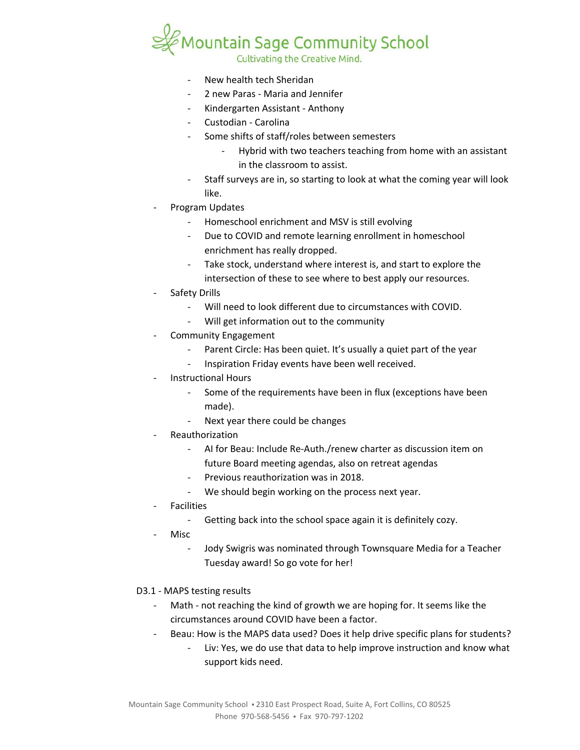- New health tech Sheridan
    - 2 new Paras - Maria and Jennifer
    - Kindergarten Assistant - Anthony
    - Custodian - Carolina
    - Some shifts of staff/roles between semesters
        - Hybrid with two teachers teaching from home with an assistant in the classroom to assist.
    - Staff surveys are in, so starting to look at what the coming year will look like.
- Program Updates
    - Homeschool enrichment and MSV is still evolving
    - Due to COVID and remote learning enrollment in homeschool enrichment has really dropped.
    - Take stock, understand where interest is, and start to explore the intersection of these to see where to best apply our resources.
- Safety Drills
    - Will need to look different due to circumstances with COVID.
    - Will get information out to the community
- Community Engagement
    - Parent Circle: Has been quiet. It's usually a quiet part of the year
    - Inspiration Friday events have been well received.
- Instructional Hours
    - Some of the requirements have been in flux (exceptions have been made).
    - Next year there could be changes
- Reauthorization
    - AI for Beau: Include Re-Auth./renew charter as discussion item on future Board meeting agendas, also on retreat agendas
    - Previous reauthorization was in 2018.
    - We should begin working on the process next year.
- Facilities
    - Getting back into the school space again it is definitely cozy.
- Misc
    - Jody Swigris was nominated through Townsquare Media for a Teacher Tuesday award! So go vote for her!

D3.1 - MAPS testing results

- Math - not reaching the kind of growth we are hoping for. It seems like the circumstances around COVID have been a factor.
- Beau: How is the MAPS data used? Does it help drive specific plans for students?
    - Liv: Yes, we do use that data to help improve instruction and know what support kids need.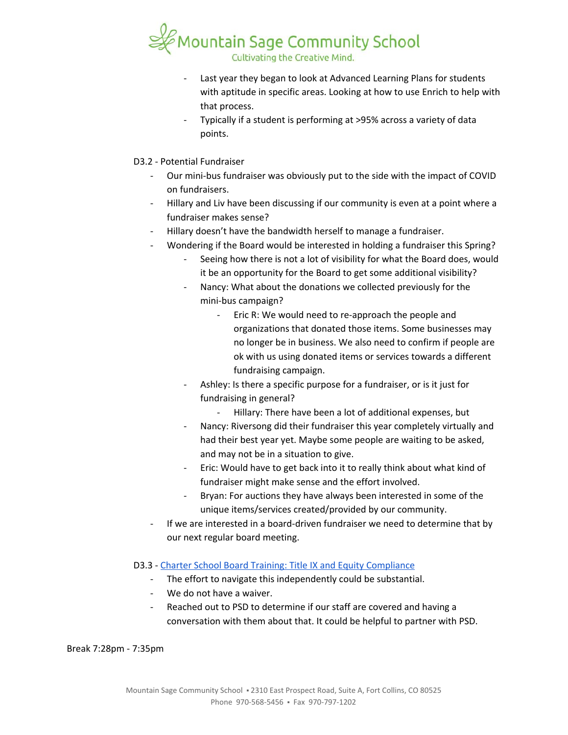- Last year they began to look at Advanced Learning Plans for students with aptitude in specific areas. Looking at how to use Enrich to help with that process.
- Typically if a student is performing at >95% across a variety of data points.

D3.2 - Potential Fundraiser

- Our mini-bus fundraiser was obviously put to the side with the impact of COVID on fundraisers.
- Hillary and Liv have been discussing if our community is even at a point where a fundraiser makes sense?
- Hillary doesn't have the bandwidth herself to manage a fundraiser.
- Wondering if the Board would be interested in holding a fundraiser this Spring?
    - Seeing how there is not a lot of visibility for what the Board does, would it be an opportunity for the Board to get some additional visibility?
    - Nancy: What about the donations we collected previously for the mini-bus campaign?
        - Eric R: We would need to re-approach the people and organizations that donated those items. Some businesses may no longer be in business. We also need to confirm if people are ok with us using donated items or services towards a different fundraising campaign.
    - Ashley: Is there a specific purpose for a fundraiser, or is it just for fundraising in general?
        - Hillary: There have been a lot of additional expenses, but
    - Nancy: Riversong did their fundraiser this year completely virtually and had their best year yet. Maybe some people are waiting to be asked, and may not be in a situation to give.
    - Eric: Would have to get back into it to really think about what kind of fundraiser might make sense and the effort involved.
    - Bryan: For auctions they have always been interested in some of the unique items/services created/provided by our community.
- If we are interested in a board-driven fundraiser we need to determine that by our next regular board meeting.

D3.3 - Charter School Board Training: Title IX and Equity Compliance

- The effort to navigate this independently could be substantial.
- We do not have a waiver.
- Reached out to PSD to determine if our staff are covered and having a conversation with them about that. It could be helpful to partner with PSD.

Break 7:28pm - 7:35pm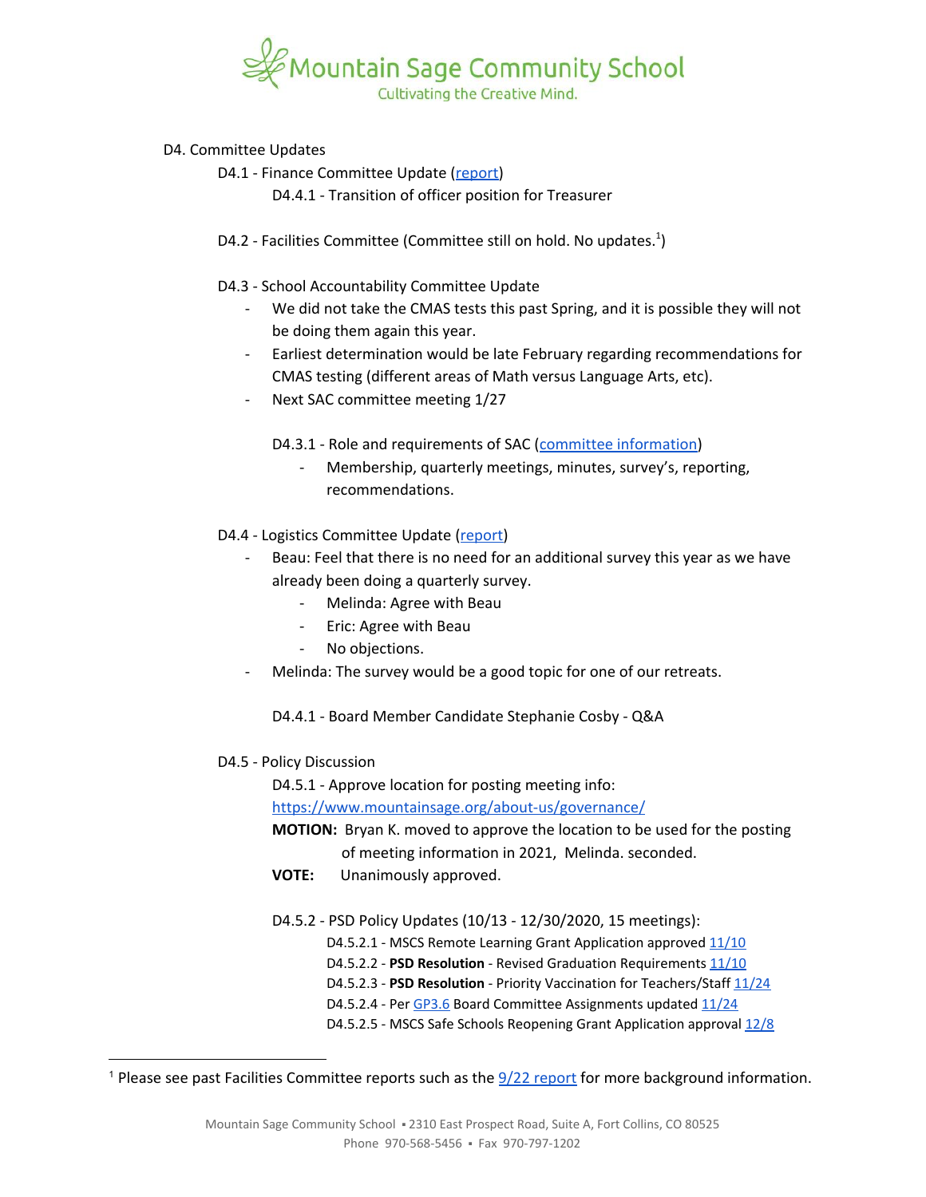D4. Committee Updates

D4.1 - Finance Committee Update (report)

D4.4.1 - Transition of officer position for Treasurer

D4.2 - Facilities Committee (Committee still on hold. No updates.[1])

D4.3 - School Accountability Committee Update

- We did not take the CMAS tests this past Spring, and it is possible they will not be doing them again this year.
- Earliest determination would be late February regarding recommendations for CMAS testing (different areas of Math versus Language Arts, etc).
- Next SAC committee meeting 1/27

D4.3.1 - Role and requirements of SAC (committee information)

- Membership, quarterly meetings, minutes, survey's, reporting, recommendations.

D4.4 - Logistics Committee Update (report)

- Beau: Feel that there is no need for an additional survey this year as we have already been doing a quarterly survey.
  - Melinda: Agree with Beau
  - Eric: Agree with Beau
  - No objections.
- Melinda: The survey would be a good topic for one of our retreats.

D4.4.1 - Board Member Candidate Stephanie Cosby - Q&A

D4.5 - Policy Discussion

D4.5.1 - Approve location for posting meeting info: https://www.mountainsage.org/about-us/governance/

**MOTION:** Bryan K. moved to approve the location to be used for the posting of meeting information in 2021, Melinda. seconded.

**VOTE:** Unanimously approved.

D4.5.2 - PSD Policy Updates (10/13 - 12/30/2020, 15 meetings):

D4.5.2.1 - MSCS Remote Learning Grant Application approved 11/10

D4.5.2.2 - **PSD Resolution** - Revised Graduation Requirements 11/10

D4.5.2.3 - **PSD Resolution** - Priority Vaccination for Teachers/Staff 11/24

D4.5.2.4 - Per GP3.6 Board Committee Assignments updated 11/24

D4.5.2.5 - MSCS Safe Schools Reopening Grant Application approval 12/8

[1] Please see past Facilities Committee reports such as the 9/22 report for more background information.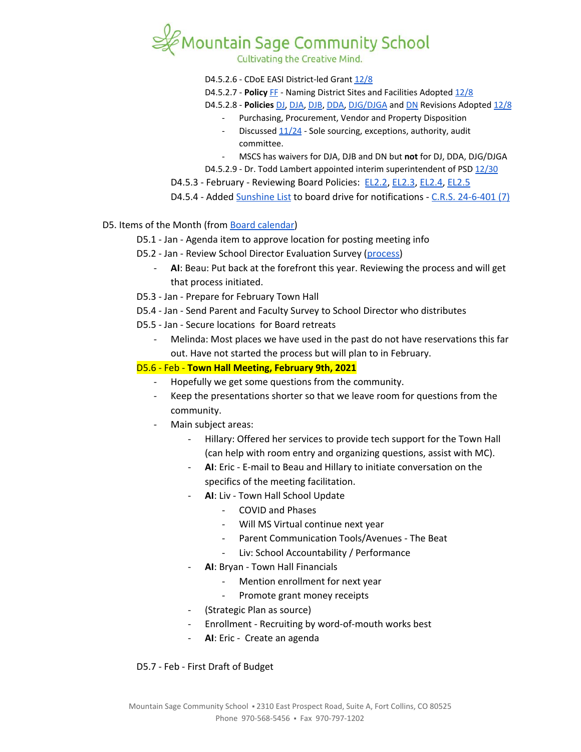- D4.5.2.6 - CDoE EASI District-led Grant 12/8
- D4.5.2.7 - **Policy** FF - Naming District Sites and Facilities Adopted 12/8
- D4.5.2.8 - **Policies** DJ, DJA, DJB, DDA, DJG/DJGA and DN Revisions Adopted 12/8
  - Purchasing, Procurement, Vendor and Property Disposition
  - Discussed 11/24 - Sole sourcing, exceptions, authority, audit committee.
  - MSCS has waivers for DJA, DJB and DN but **not** for DJ, DDA, DJG/DJGA
- D4.5.2.9 - Dr. Todd Lambert appointed interim superintendent of PSD 12/30

D4.5.3 - February - Reviewing Board Policies: EL2.2, EL2.3, EL2.4, EL2.5

D4.5.4 - Added Sunshine List to board drive for notifications - C.R.S. 24-6-401 (7)

D5. Items of the Month (from Board calendar)

D5.1 - Jan - Agenda item to approve location for posting meeting info

D5.2 - Jan - Review School Director Evaluation Survey (process)

- **AI**: Beau: Put back at the forefront this year. Reviewing the process and will get that process initiated.

D5.3 - Jan - Prepare for February Town Hall

D5.4 - Jan - Send Parent and Faculty Survey to School Director who distributes

D5.5 - Jan - Secure locations for Board retreats

- Melinda: Most places we have used in the past do not have reservations this far out. Have not started the process but will plan to in February.

D5.6 - Feb - **Town Hall Meeting, February 9th, 2021**

- Hopefully we get some questions from the community.
- Keep the presentations shorter so that we leave room for questions from the community.
- Main subject areas:
  - Hillary: Offered her services to provide tech support for the Town Hall (can help with room entry and organizing questions, assist with MC).
  - **AI**: Eric - E-mail to Beau and Hillary to initiate conversation on the specifics of the meeting facilitation.
  - **AI**: Liv - Town Hall School Update
    - COVID and Phases
    - Will MS Virtual continue next year
    - Parent Communication Tools/Avenues - The Beat
    - Liv: School Accountability / Performance
  - **AI**: Bryan - Town Hall Financials
    - Mention enrollment for next year
    - Promote grant money receipts
  - (Strategic Plan as source)
  - Enrollment - Recruiting by word-of-mouth works best
  - **AI**: Eric - Create an agenda

D5.7 - Feb - First Draft of Budget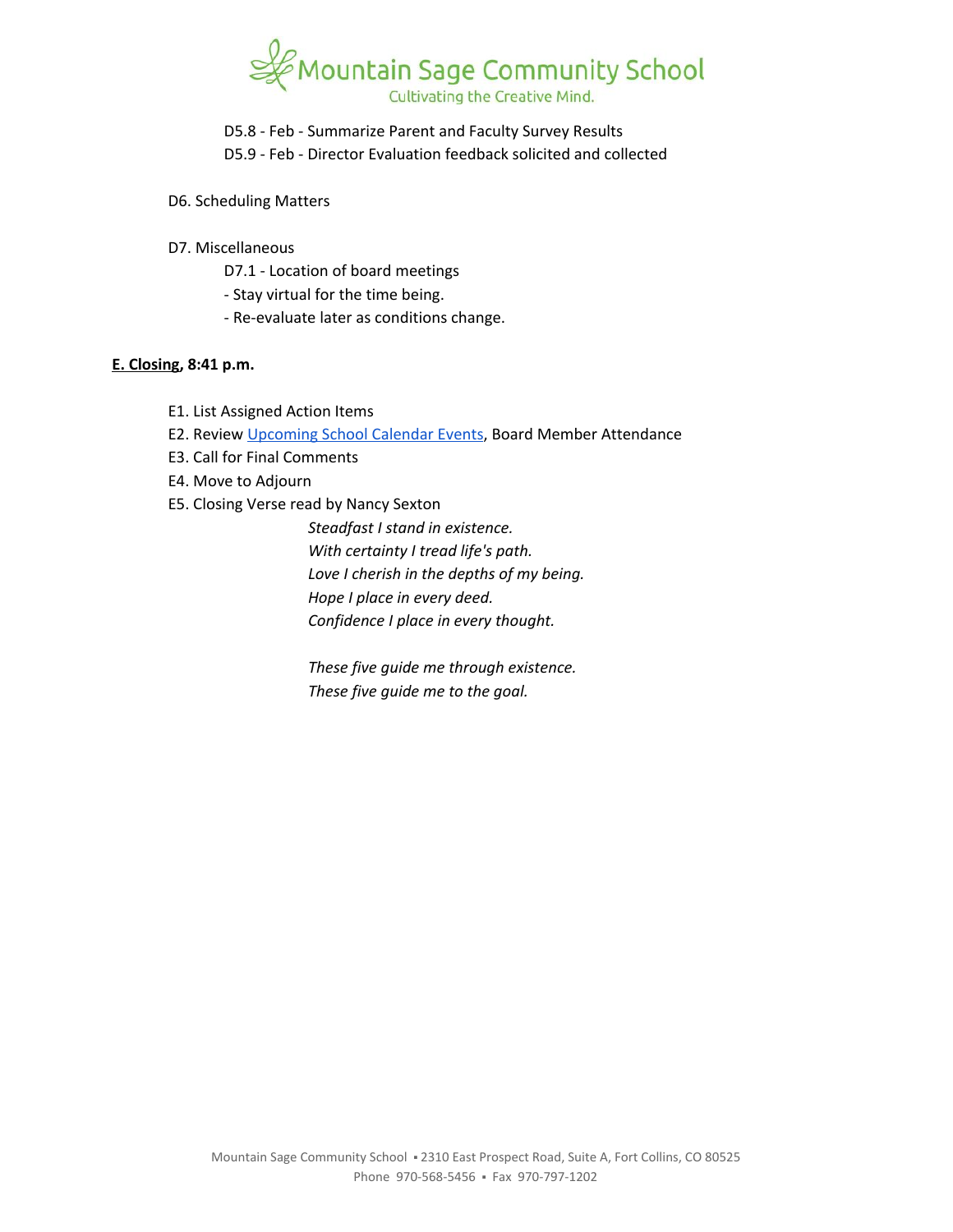D5.8 - Feb - Summarize Parent and Faculty Survey Results
D5.9 - Feb - Director Evaluation feedback solicited and collected

D6. Scheduling Matters

D7. Miscellaneous

D7.1 - Location of board meetings

- Stay virtual for the time being.
- Re-evaluate later as conditions change.

**E. Closing, 8:41 p.m.**

E1. List Assigned Action Items
E2. Review Upcoming School Calendar Events, Board Member Attendance
E3. Call for Final Comments
E4. Move to Adjourn
E5. Closing Verse read by Nancy Sexton

*Steadfast I stand in existence.*
*With certainty I tread life's path.*
*Love I cherish in the depths of my being.*
*Hope I place in every deed.*
*Confidence I place in every thought.*

*These five guide me through existence.*
*These five guide me to the goal.*